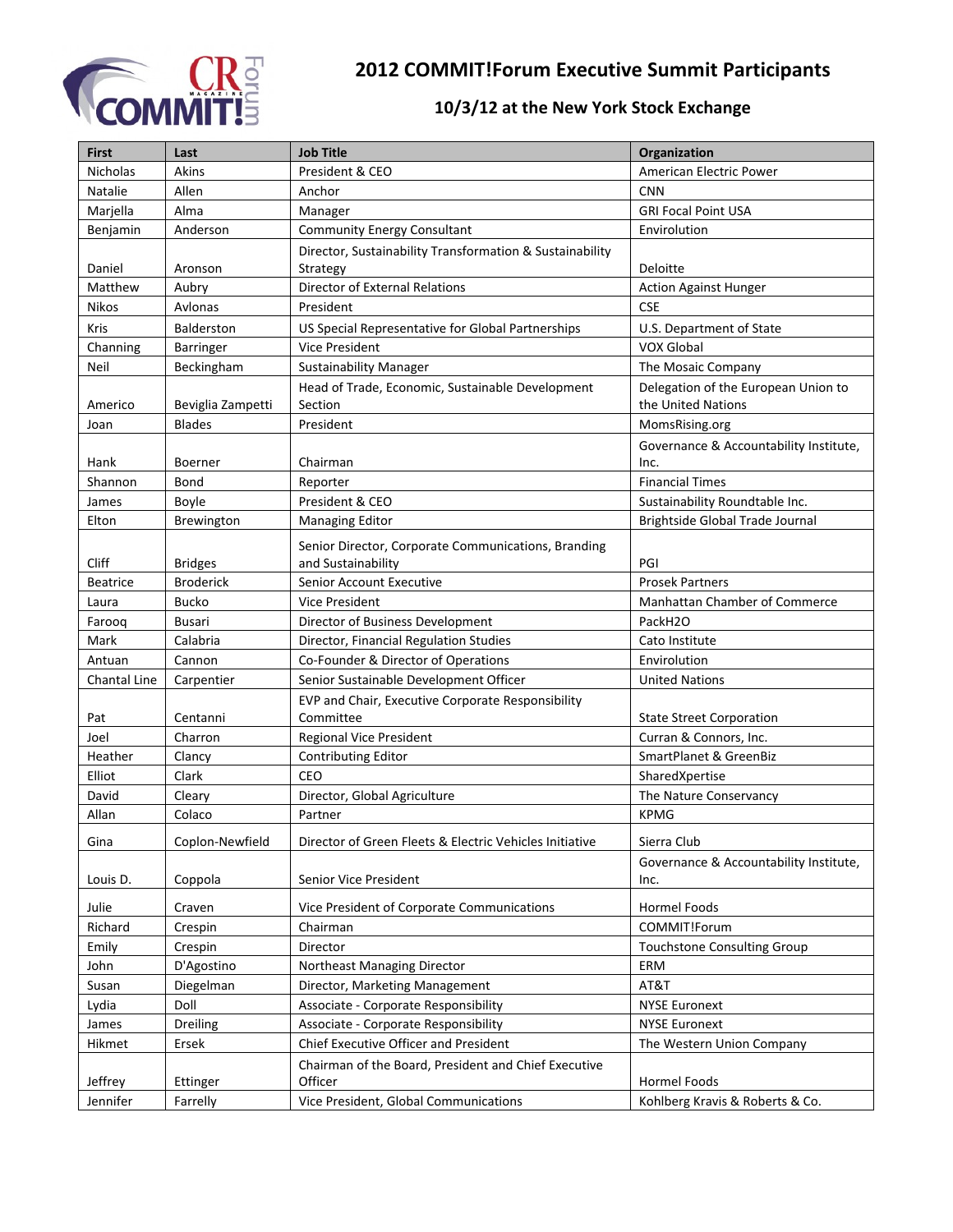# 2012 COMMIT!Forum Executive Summit Participants

## 10/3/12 at the New York Stock Exchange

| First | Last | Job Title | Organization |
|---|---|---|---|
| Nicholas | Akins | President & CEO | American Electric Power |
| Natalie | Allen | Anchor | CNN |
| Marjella | Alma | Manager | GRI Focal Point USA |
| Benjamin | Anderson | Community Energy Consultant | Envirolution |
| Daniel | Aronson | Director, Sustainability Transformation & Sustainability Strategy | Deloitte |
| Matthew | Aubry | Director of External Relations | Action Against Hunger |
| Nikos | Avlonas | President | CSE |
| Kris | Balderston | US Special Representative for Global Partnerships | U.S. Department of State |
| Channing | Barringer | Vice President | VOX Global |
| Neil | Beckingham | Sustainability Manager | The Mosaic Company |
| Americo | Beviglia Zampetti | Head of Trade, Economic, Sustainable Development Section | Delegation of the European Union to the United Nations |
| Joan | Blades | President | MomsRising.org |
| Hank | Boerner | Chairman | Governance & Accountability Institute, Inc. |
| Shannon | Bond | Reporter | Financial Times |
| James | Boyle | President & CEO | Sustainability Roundtable Inc. |
| Elton | Brewington | Managing Editor | Brightside Global Trade Journal |
| Cliff | Bridges | Senior Director, Corporate Communications, Branding and Sustainability | PGI |
| Beatrice | Broderick | Senior Account Executive | Prosek Partners |
| Laura | Bucko | Vice President | Manhattan Chamber of Commerce |
| Farooq | Busari | Director of Business Development | PackH2O |
| Mark | Calabria | Director, Financial Regulation Studies | Cato Institute |
| Antuan | Cannon | Co-Founder & Director of Operations | Envirolution |
| Chantal Line | Carpentier | Senior Sustainable Development Officer | United Nations |
| Pat | Centanni | EVP and Chair, Executive Corporate Responsibility Committee | State Street Corporation |
| Joel | Charron | Regional Vice President | Curran & Connors, Inc. |
| Heather | Clancy | Contributing Editor | SmartPlanet & GreenBiz |
| Elliot | Clark | CEO | SharedXpertise |
| David | Cleary | Director, Global Agriculture | The Nature Conservancy |
| Allan | Colaco | Partner | KPMG |
| Gina | Coplon-Newfield | Director of Green Fleets & Electric Vehicles Initiative | Sierra Club |
| Louis D. | Coppola | Senior Vice President | Governance & Accountability Institute, Inc. |
| Julie | Craven | Vice President of Corporate Communications | Hormel Foods |
| Richard | Crespin | Chairman | COMMIT!Forum |
| Emily | Crespin | Director | Touchstone Consulting Group |
| John | D'Agostino | Northeast Managing Director | ERM |
| Susan | Diegelman | Director, Marketing Management | AT&T |
| Lydia | Doll | Associate - Corporate Responsibility | NYSE Euronext |
| James | Dreiling | Associate - Corporate Responsibility | NYSE Euronext |
| Hikmet | Ersek | Chief Executive Officer and President | The Western Union Company |
| Jeffrey | Ettinger | Chairman of the Board, President and Chief Executive Officer | Hormel Foods |
| Jennifer | Farrelly | Vice President, Global Communications | Kohlberg Kravis & Roberts & Co. |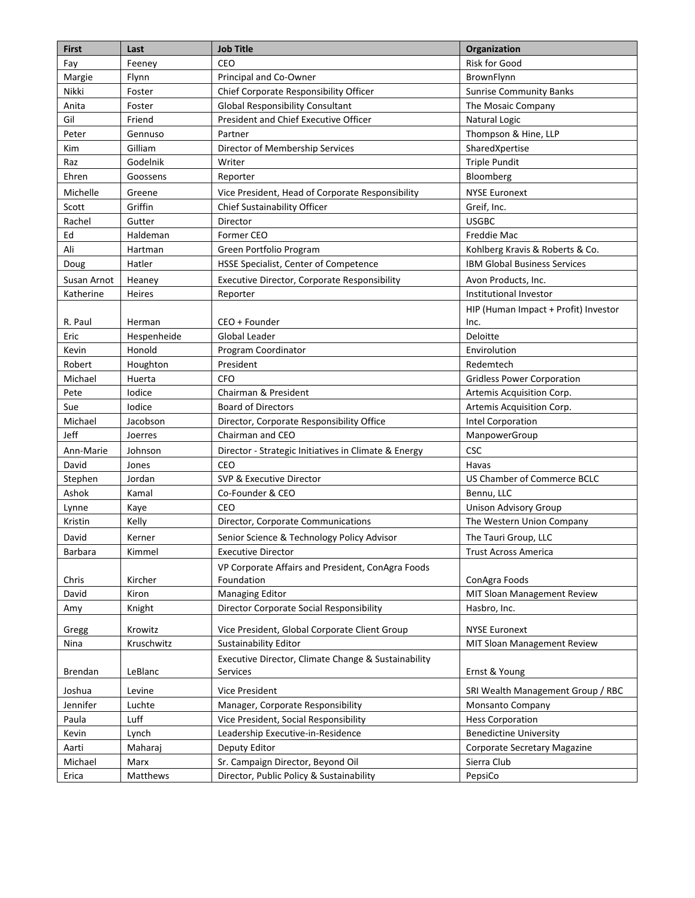| First | Last | Job Title | Organization |
|---|---|---|---|
| Fay | Feeney | CEO | Risk for Good |
| Margie | Flynn | Principal and Co-Owner | BrownFlynn |
| Nikki | Foster | Chief Corporate Responsibility Officer | Sunrise Community Banks |
| Anita | Foster | Global Responsibility Consultant | The Mosaic Company |
| Gil | Friend | President and Chief Executive Officer | Natural Logic |
| Peter | Gennuso | Partner | Thompson & Hine, LLP |
| Kim | Gilliam | Director of Membership Services | SharedXpertise |
| Raz | Godelnik | Writer | Triple Pundit |
| Ehren | Goossens | Reporter | Bloomberg |
| Michelle | Greene | Vice President, Head of Corporate Responsibility | NYSE Euronext |
| Scott | Griffin | Chief Sustainability Officer | Greif, Inc. |
| Rachel | Gutter | Director | USGBC |
| Ed | Haldeman | Former CEO | Freddie Mac |
| Ali | Hartman | Green Portfolio Program | Kohlberg Kravis & Roberts & Co. |
| Doug | Hatler | HSSE Specialist, Center of Competence | IBM Global Business Services |
| Susan Arnot | Heaney | Executive Director, Corporate Responsibility | Avon Products, Inc. |
| Katherine | Heires | Reporter | Institutional Investor |
| R. Paul | Herman | CEO + Founder | HIP (Human Impact + Profit) Investor Inc. |
| Eric | Hespenheide | Global Leader | Deloitte |
| Kevin | Honold | Program Coordinator | Envirolution |
| Robert | Houghton | President | Redemtech |
| Michael | Huerta | CFO | Gridless Power Corporation |
| Pete | Iodice | Chairman & President | Artemis Acquisition Corp. |
| Sue | Iodice | Board of Directors | Artemis Acquisition Corp. |
| Michael | Jacobson | Director, Corporate Responsibility Office | Intel Corporation |
| Jeff | Joerres | Chairman and CEO | ManpowerGroup |
| Ann-Marie | Johnson | Director - Strategic Initiatives in Climate & Energy | CSC |
| David | Jones | CEO | Havas |
| Stephen | Jordan | SVP & Executive Director | US Chamber of Commerce BCLC |
| Ashok | Kamal | Co-Founder & CEO | Bennu, LLC |
| Lynne | Kaye | CEO | Unison Advisory Group |
| Kristin | Kelly | Director, Corporate Communications | The Western Union Company |
| David | Kerner | Senior Science & Technology Policy Advisor | The Tauri Group, LLC |
| Barbara | Kimmel | Executive Director | Trust Across America |
| Chris | Kircher | VP Corporate Affairs and President, ConAgra Foods Foundation | ConAgra Foods |
| David | Kiron | Managing Editor | MIT Sloan Management Review |
| Amy | Knight | Director Corporate Social Responsibility | Hasbro, Inc. |
| Gregg | Krowitz | Vice President, Global Corporate Client Group | NYSE Euronext |
| Nina | Kruschwitz | Sustainability Editor | MIT Sloan Management Review |
| Brendan | LeBlanc | Executive Director, Climate Change & Sustainability Services | Ernst & Young |
| Joshua | Levine | Vice President | SRI Wealth Management Group / RBC |
| Jennifer | Luchte | Manager, Corporate Responsibility | Monsanto Company |
| Paula | Luff | Vice President, Social Responsibility | Hess Corporation |
| Kevin | Lynch | Leadership Executive-in-Residence | Benedictine University |
| Aarti | Maharaj | Deputy Editor | Corporate Secretary Magazine |
| Michael | Marx | Sr. Campaign Director, Beyond Oil | Sierra Club |
| Erica | Matthews | Director, Public Policy & Sustainability | PepsiCo |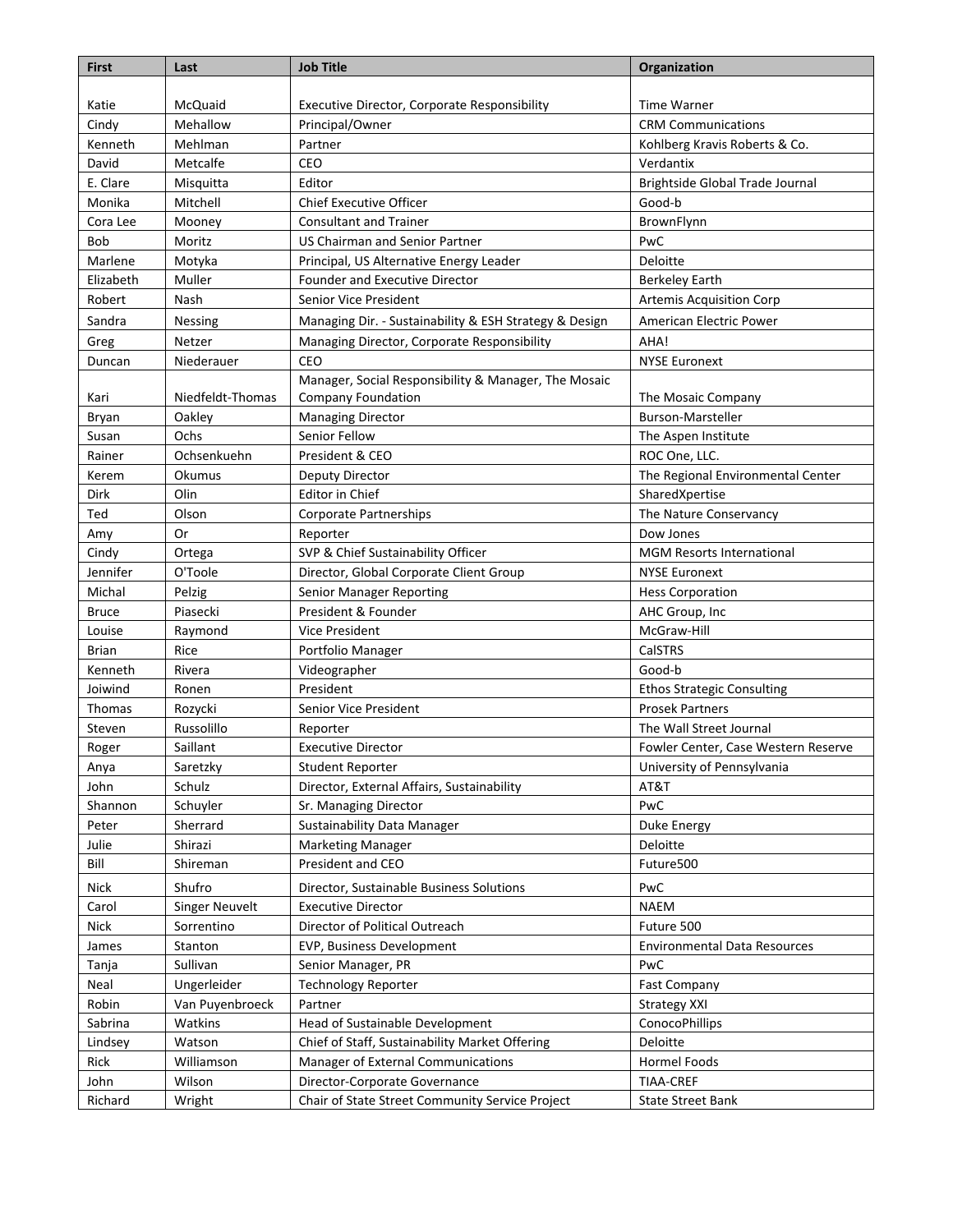| First | Last | Job Title | Organization |
|---|---|---|---|
| Katie | McQuaid | Executive Director, Corporate Responsibility | Time Warner |
| Cindy | Mehallow | Principal/Owner | CRM Communications |
| Kenneth | Mehlman | Partner | Kohlberg Kravis Roberts & Co. |
| David | Metcalfe | CEO | Verdantix |
| E. Clare | Misquitta | Editor | Brightside Global Trade Journal |
| Monika | Mitchell | Chief Executive Officer | Good-b |
| Cora Lee | Mooney | Consultant and Trainer | BrownFlynn |
| Bob | Moritz | US Chairman and Senior Partner | PwC |
| Marlene | Motyka | Principal, US Alternative Energy Leader | Deloitte |
| Elizabeth | Muller | Founder and Executive Director | Berkeley Earth |
| Robert | Nash | Senior Vice President | Artemis Acquisition Corp |
| Sandra | Nessing | Managing Dir. - Sustainability & ESH Strategy & Design | American Electric Power |
| Greg | Netzer | Managing Director, Corporate Responsibility | AHA! |
| Duncan | Niederauer | CEO | NYSE Euronext |
| Kari | Niedfeldt-Thomas | Manager, Social Responsibility & Manager, The Mosaic Company Foundation | The Mosaic Company |
| Bryan | Oakley | Managing Director | Burson-Marsteller |
| Susan | Ochs | Senior Fellow | The Aspen Institute |
| Rainer | Ochsenkuehn | President & CEO | ROC One, LLC. |
| Kerem | Okumus | Deputy Director | The Regional Environmental Center |
| Dirk | Olin | Editor in Chief | SharedXpertise |
| Ted | Olson | Corporate Partnerships | The Nature Conservancy |
| Amy | Or | Reporter | Dow Jones |
| Cindy | Ortega | SVP & Chief Sustainability Officer | MGM Resorts International |
| Jennifer | O'Toole | Director, Global Corporate Client Group | NYSE Euronext |
| Michal | Pelzig | Senior Manager Reporting | Hess Corporation |
| Bruce | Piasecki | President & Founder | AHC Group, Inc |
| Louise | Raymond | Vice President | McGraw-Hill |
| Brian | Rice | Portfolio Manager | CalSTRS |
| Kenneth | Rivera | Videographer | Good-b |
| Joiwind | Ronen | President | Ethos Strategic Consulting |
| Thomas | Rozycki | Senior Vice President | Prosek Partners |
| Steven | Russolillo | Reporter | The Wall Street Journal |
| Roger | Saillant | Executive Director | Fowler Center, Case Western Reserve |
| Anya | Saretzky | Student Reporter | University of Pennsylvania |
| John | Schulz | Director, External Affairs, Sustainability | AT&T |
| Shannon | Schuyler | Sr. Managing Director | PwC |
| Peter | Sherrard | Sustainability Data Manager | Duke Energy |
| Julie | Shirazi | Marketing Manager | Deloitte |
| Bill | Shireman | President and CEO | Future500 |
| Nick | Shufro | Director, Sustainable Business Solutions | PwC |
| Carol | Singer Neuvelt | Executive Director | NAEM |
| Nick | Sorrentino | Director of Political Outreach | Future 500 |
| James | Stanton | EVP, Business Development | Environmental Data Resources |
| Tanja | Sullivan | Senior Manager, PR | PwC |
| Neal | Ungerleider | Technology Reporter | Fast Company |
| Robin | Van Puyenbroeck | Partner | Strategy XXI |
| Sabrina | Watkins | Head of Sustainable Development | ConocoPhillips |
| Lindsey | Watson | Chief of Staff, Sustainability Market Offering | Deloitte |
| Rick | Williamson | Manager of External Communications | Hormel Foods |
| John | Wilson | Director-Corporate Governance | TIAA-CREF |
| Richard | Wright | Chair of State Street Community Service Project | State Street Bank |